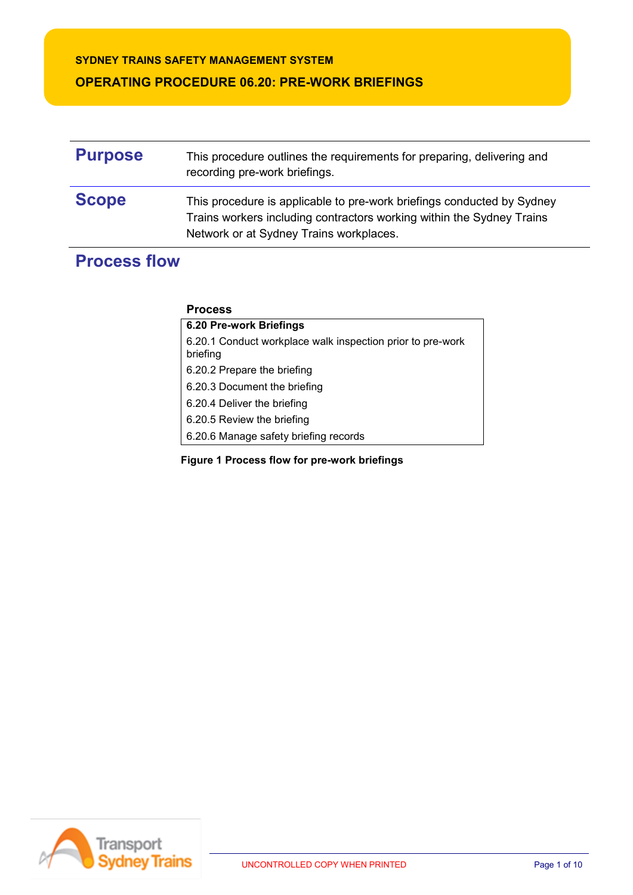SYDNEY TRAINS SAFETY MANAGEMENT SYSTEM

# OPERATING PROCEDURE 06.20: PRE-WORK BRIEFINGS

## Purpose

This procedure outlines the requirements for preparing, delivering and recording pre-work briefings.

## Scope

This procedure is applicable to pre-work briefings conducted by Sydney Trains workers including contractors working within the Sydney Trains Network or at Sydney Trains workplaces.

## Process flow

**Process**

| **6.20 Pre-work Briefings** |
|---|
| 6.20.1 Conduct workplace walk inspection prior to pre-work briefing |
| 6.20.2 Prepare the briefing |
| 6.20.3 Document the briefing |
| 6.20.4 Deliver the briefing |
| 6.20.5 Review the briefing |
| 6.20.6 Manage safety briefing records |

**Figure 1 Process flow for pre-work briefings**

UNCONTROLLED COPY WHEN PRINTED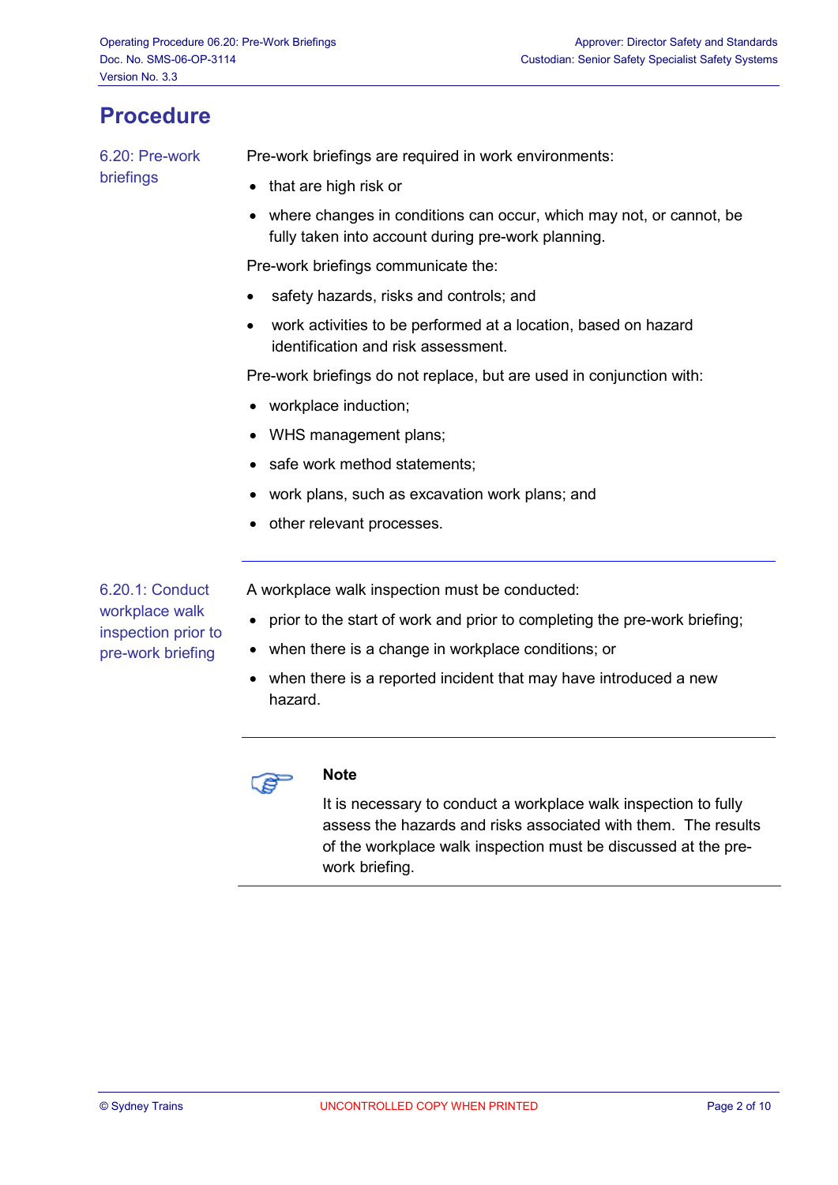# Procedure

## 6.20: Pre-work briefings

Pre-work briefings are required in work environments:

- that are high risk or
- where changes in conditions can occur, which may not, or cannot, be fully taken into account during pre-work planning.

Pre-work briefings communicate the:

- safety hazards, risks and controls; and
- work activities to be performed at a location, based on hazard identification and risk assessment.

Pre-work briefings do not replace, but are used in conjunction with:

- workplace induction;
- WHS management plans;
- safe work method statements;
- work plans, such as excavation work plans; and
- other relevant processes.

## 6.20.1: Conduct workplace walk inspection prior to pre-work briefing

A workplace walk inspection must be conducted:

- prior to the start of work and prior to completing the pre-work briefing;
- when there is a change in workplace conditions; or
- when there is a reported incident that may have introduced a new hazard.

**Note**

It is necessary to conduct a workplace walk inspection to fully assess the hazards and risks associated with them. The results of the workplace walk inspection must be discussed at the pre-work briefing.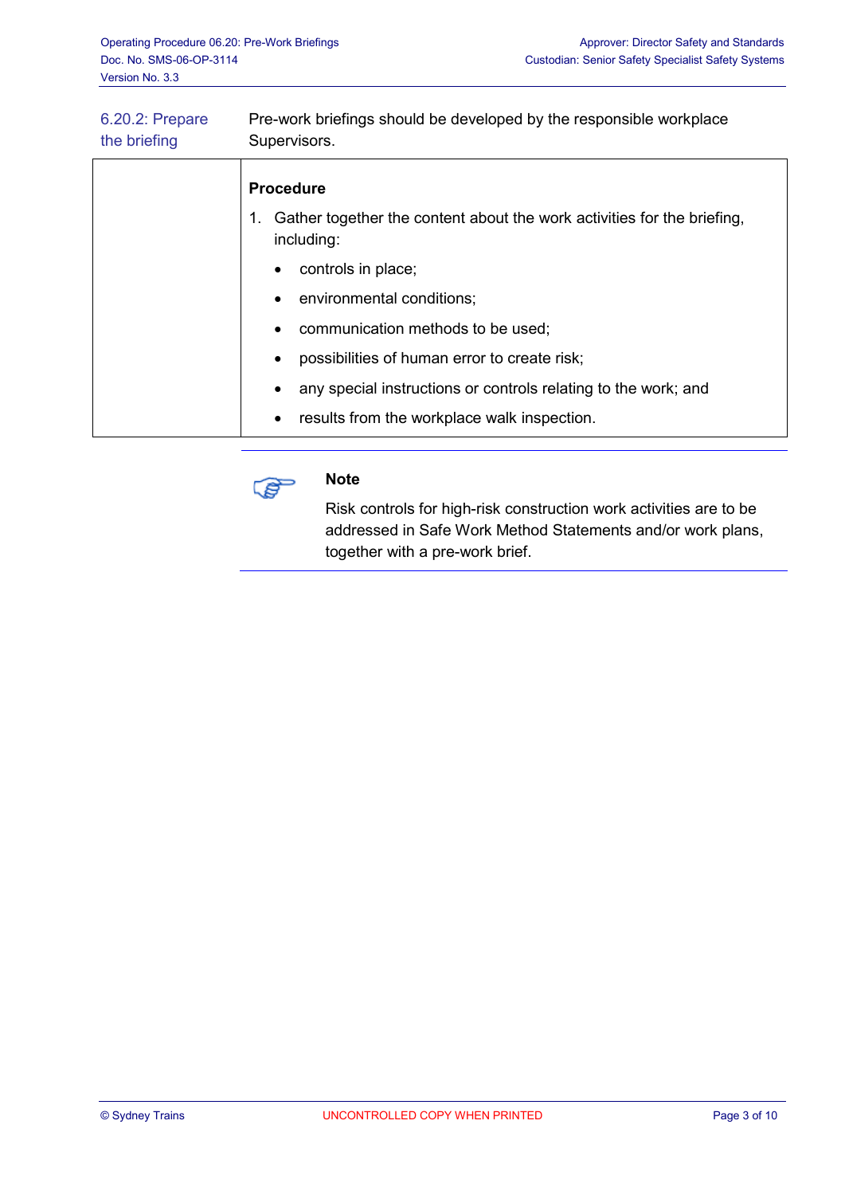## 6.20.2: Prepare the briefing

Pre-work briefings should be developed by the responsible workplace Supervisors.

**Procedure**

1. Gather together the content about the work activities for the briefing, including:
   - controls in place;
   - environmental conditions;
   - communication methods to be used;
   - possibilities of human error to create risk;
   - any special instructions or controls relating to the work; and
   - results from the workplace walk inspection.

**Note**

Risk controls for high-risk construction work activities are to be addressed in Safe Work Method Statements and/or work plans, together with a pre-work brief.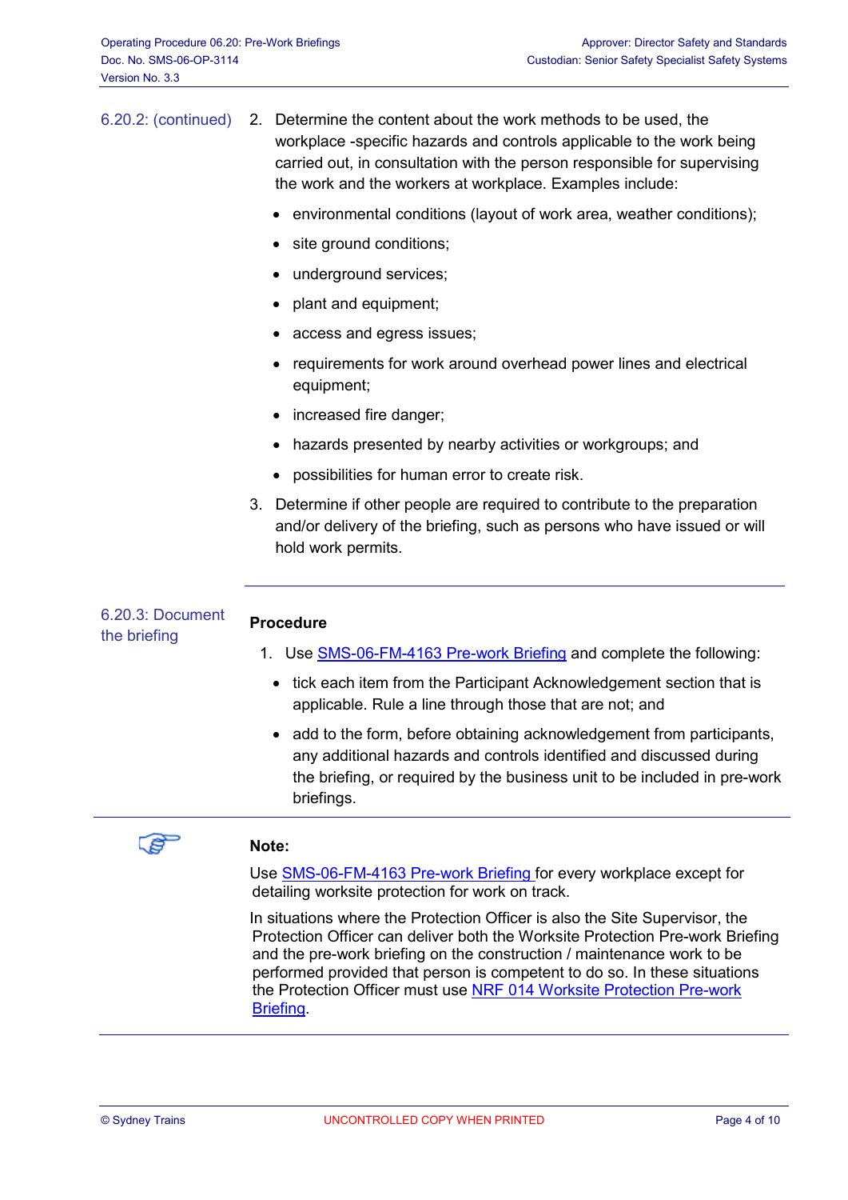6.20.2: (continued)

2. Determine the content about the work methods to be used, the workplace -specific hazards and controls applicable to the work being carried out, in consultation with the person responsible for supervising the work and the workers at workplace. Examples include:
   - environmental conditions (layout of work area, weather conditions);
   - site ground conditions;
   - underground services;
   - plant and equipment;
   - access and egress issues;
   - requirements for work around overhead power lines and electrical equipment;
   - increased fire danger;
   - hazards presented by nearby activities or workgroups; and
   - possibilities for human error to create risk.
3. Determine if other people are required to contribute to the preparation and/or delivery of the briefing, such as persons who have issued or will hold work permits.

---

6.20.3: Document the briefing

**Procedure**

1. Use SMS-06-FM-4163 Pre-work Briefing and complete the following:
   - tick each item from the Participant Acknowledgement section that is applicable. Rule a line through those that are not; and
   - add to the form, before obtaining acknowledgement from participants, any additional hazards and controls identified and discussed during the briefing, or required by the business unit to be included in pre-work briefings.

---

**Note:**

Use SMS-06-FM-4163 Pre-work Briefing for every workplace except for detailing worksite protection for work on track.

In situations where the Protection Officer is also the Site Supervisor, the Protection Officer can deliver both the Worksite Protection Pre-work Briefing and the pre-work briefing on the construction / maintenance work to be performed provided that person is competent to do so. In these situations the Protection Officer must use NRF 014 Worksite Protection Pre-work Briefing.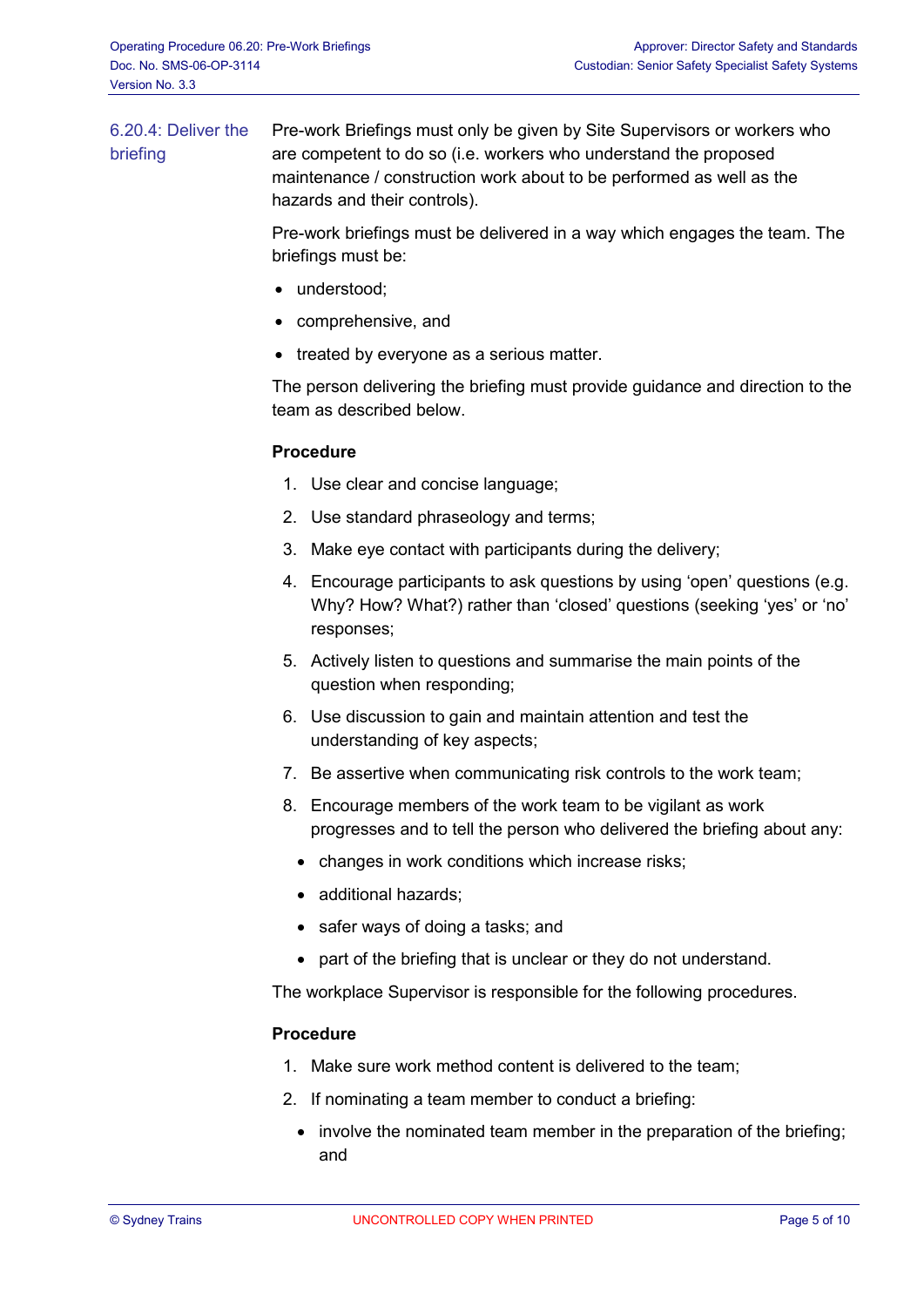## 6.20.4: Deliver the briefing

Pre-work Briefings must only be given by Site Supervisors or workers who are competent to do so (i.e. workers who understand the proposed maintenance / construction work about to be performed as well as the hazards and their controls).

Pre-work briefings must be delivered in a way which engages the team. The briefings must be:

- understood;
- comprehensive, and
- treated by everyone as a serious matter.

The person delivering the briefing must provide guidance and direction to the team as described below.

**Procedure**

1. Use clear and concise language;
2. Use standard phraseology and terms;
3. Make eye contact with participants during the delivery;
4. Encourage participants to ask questions by using 'open' questions (e.g. Why? How? What?) rather than 'closed' questions (seeking 'yes' or 'no' responses;
5. Actively listen to questions and summarise the main points of the question when responding;
6. Use discussion to gain and maintain attention and test the understanding of key aspects;
7. Be assertive when communicating risk controls to the work team;
8. Encourage members of the work team to be vigilant as work progresses and to tell the person who delivered the briefing about any:
   - changes in work conditions which increase risks;
   - additional hazards;
   - safer ways of doing a tasks; and
   - part of the briefing that is unclear or they do not understand.

The workplace Supervisor is responsible for the following procedures.

**Procedure**

1. Make sure work method content is delivered to the team;
2. If nominating a team member to conduct a briefing:
   - involve the nominated team member in the preparation of the briefing; and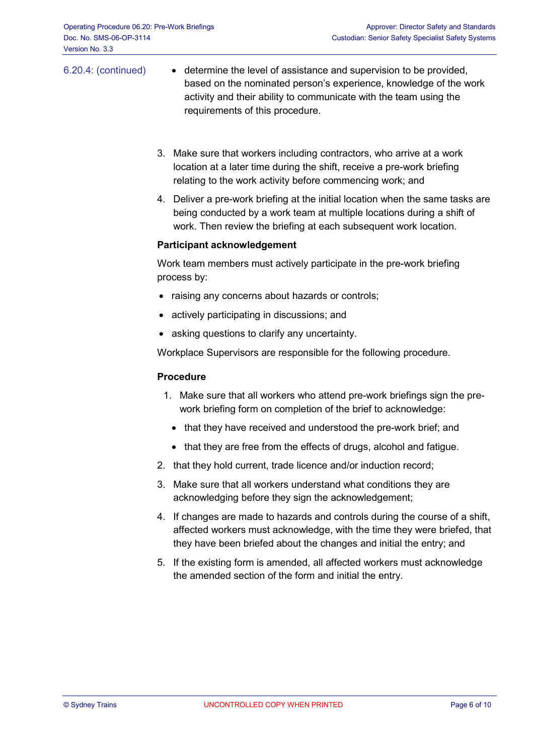6.20.4: (continued)

- determine the level of assistance and supervision to be provided, based on the nominated person's experience, knowledge of the work activity and their ability to communicate with the team using the requirements of this procedure.

3. Make sure that workers including contractors, who arrive at a work location at a later time during the shift, receive a pre-work briefing relating to the work activity before commencing work; and
4. Deliver a pre-work briefing at the initial location when the same tasks are being conducted by a work team at multiple locations during a shift of work. Then review the briefing at each subsequent work location.

**Participant acknowledgement**

Work team members must actively participate in the pre-work briefing process by:

- raising any concerns about hazards or controls;
- actively participating in discussions; and
- asking questions to clarify any uncertainty.

Workplace Supervisors are responsible for the following procedure.

**Procedure**

1. Make sure that all workers who attend pre-work briefings sign the pre-work briefing form on completion of the brief to acknowledge:
   - that they have received and understood the pre-work brief; and
   - that they are free from the effects of drugs, alcohol and fatigue.
2. that they hold current, trade licence and/or induction record;
3. Make sure that all workers understand what conditions they are acknowledging before they sign the acknowledgement;
4. If changes are made to hazards and controls during the course of a shift, affected workers must acknowledge, with the time they were briefed, that they have been briefed about the changes and initial the entry; and
5. If the existing form is amended, all affected workers must acknowledge the amended section of the form and initial the entry.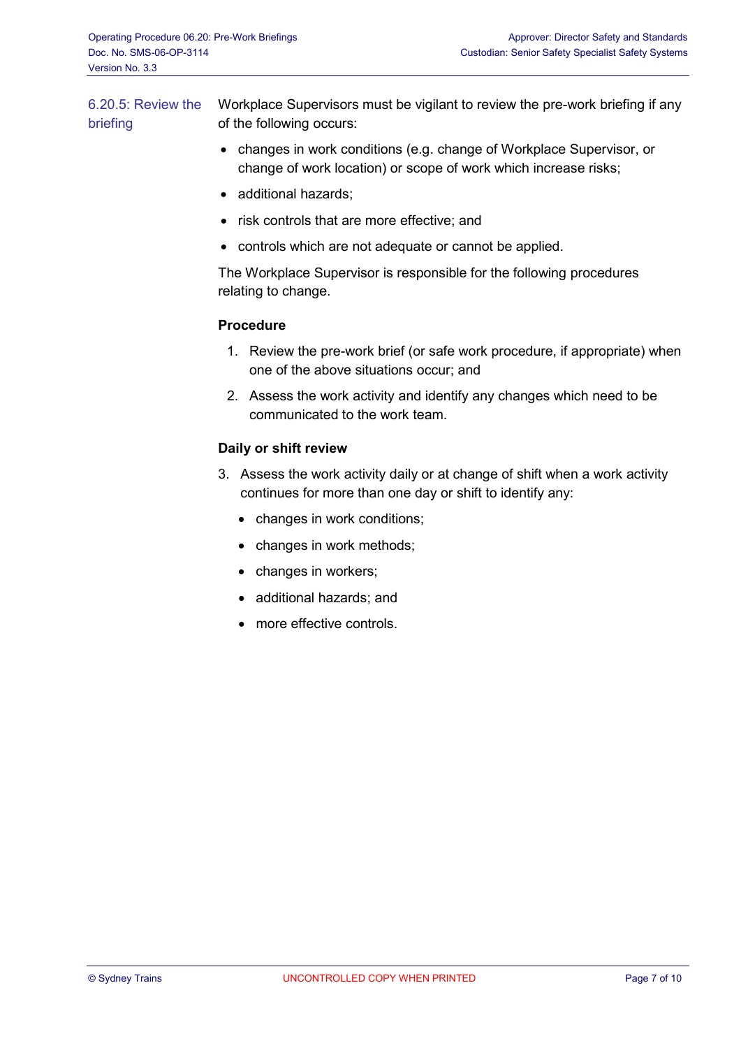### 6.20.5: Review the briefing

Workplace Supervisors must be vigilant to review the pre-work briefing if any of the following occurs:

- changes in work conditions (e.g. change of Workplace Supervisor, or change of work location) or scope of work which increase risks;
- additional hazards;
- risk controls that are more effective; and
- controls which are not adequate or cannot be applied.

The Workplace Supervisor is responsible for the following procedures relating to change.

**Procedure**

1. Review the pre-work brief (or safe work procedure, if appropriate) when one of the above situations occur; and
2. Assess the work activity and identify any changes which need to be communicated to the work team.

**Daily or shift review**

3. Assess the work activity daily or at change of shift when a work activity continues for more than one day or shift to identify any:
   - changes in work conditions;
   - changes in work methods;
   - changes in workers;
   - additional hazards; and
   - more effective controls.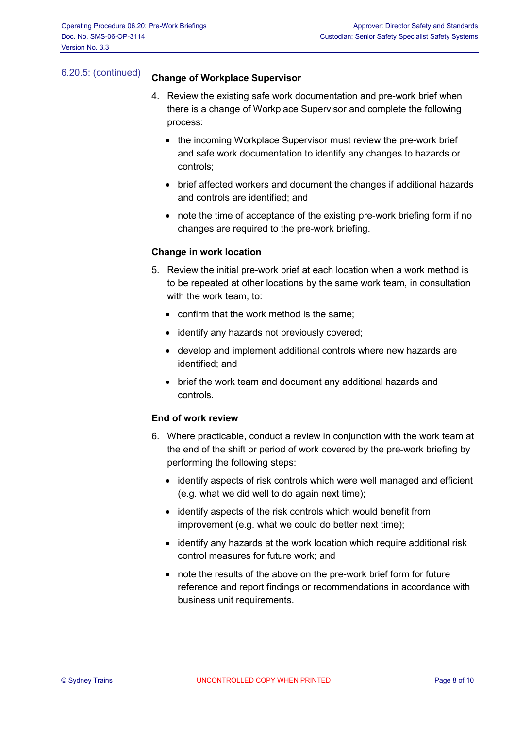6.20.5: (continued)

**Change of Workplace Supervisor**

4. Review the existing safe work documentation and pre-work brief when there is a change of Workplace Supervisor and complete the following process:
   - the incoming Workplace Supervisor must review the pre-work brief and safe work documentation to identify any changes to hazards or controls;
   - brief affected workers and document the changes if additional hazards and controls are identified; and
   - note the time of acceptance of the existing pre-work briefing form if no changes are required to the pre-work briefing.

**Change in work location**

5. Review the initial pre-work brief at each location when a work method is to be repeated at other locations by the same work team, in consultation with the work team, to:
   - confirm that the work method is the same;
   - identify any hazards not previously covered;
   - develop and implement additional controls where new hazards are identified; and
   - brief the work team and document any additional hazards and controls.

**End of work review**

6. Where practicable, conduct a review in conjunction with the work team at the end of the shift or period of work covered by the pre-work briefing by performing the following steps:
   - identify aspects of risk controls which were well managed and efficient (e.g. what we did well to do again next time);
   - identify aspects of the risk controls which would benefit from improvement (e.g. what we could do better next time);
   - identify any hazards at the work location which require additional risk control measures for future work; and
   - note the results of the above on the pre-work brief form for future reference and report findings or recommendations in accordance with business unit requirements.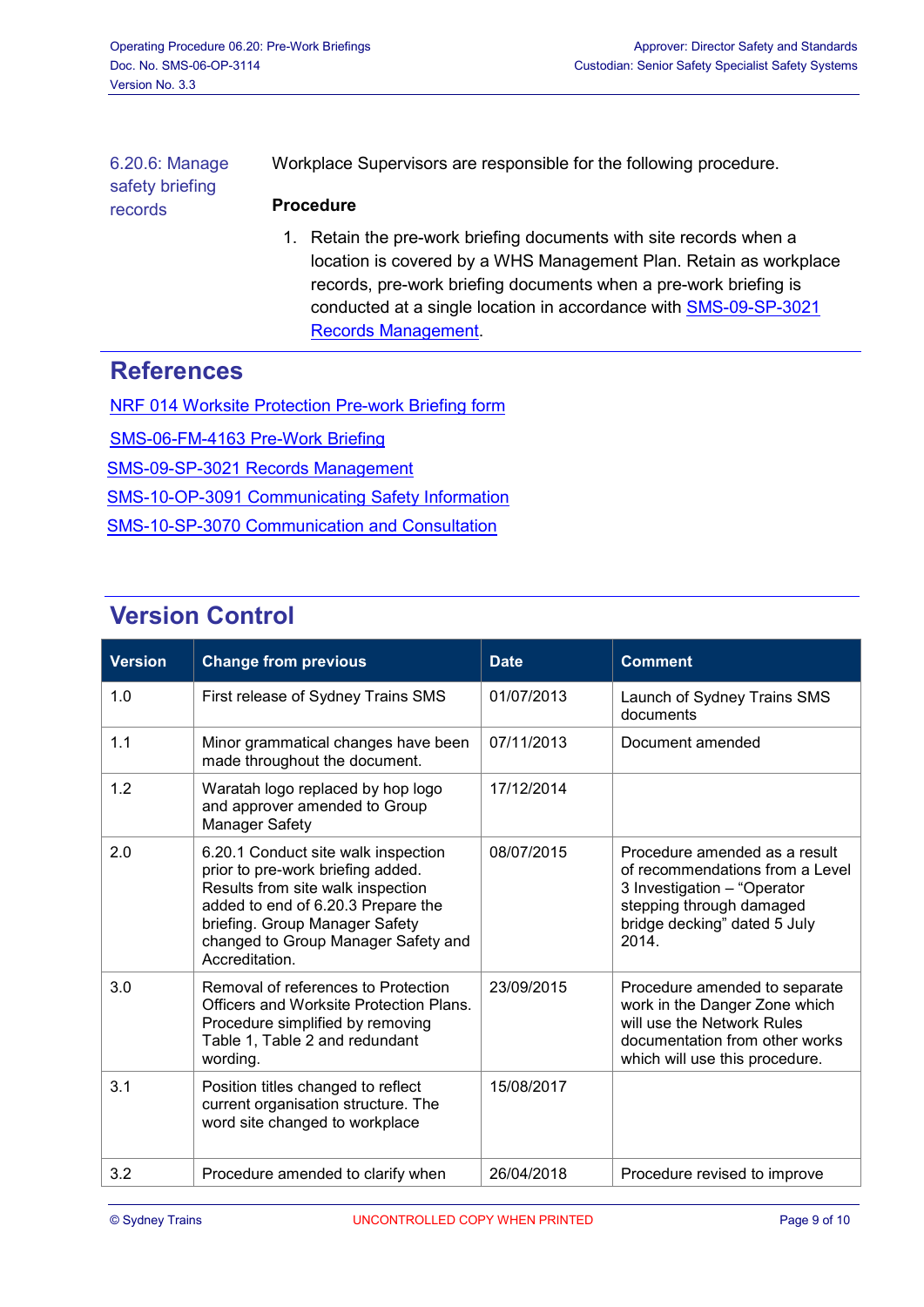### 6.20.6: Manage safety briefing records

Workplace Supervisors are responsible for the following procedure.

**Procedure**

1. Retain the pre-work briefing documents with site records when a location is covered by a WHS Management Plan. Retain as workplace records, pre-work briefing documents when a pre-work briefing is conducted at a single location in accordance with SMS-09-SP-3021 Records Management.

## References

NRF 014 Worksite Protection Pre-work Briefing form

SMS-06-FM-4163 Pre-Work Briefing

SMS-09-SP-3021 Records Management

SMS-10-OP-3091 Communicating Safety Information

SMS-10-SP-3070 Communication and Consultation

## Version Control

| Version | Change from previous | Date | Comment |
|---|---|---|---|
| 1.0 | First release of Sydney Trains SMS | 01/07/2013 | Launch of Sydney Trains SMS documents |
| 1.1 | Minor grammatical changes have been made throughout the document. | 07/11/2013 | Document amended |
| 1.2 | Waratah logo replaced by hop logo and approver amended to Group Manager Safety | 17/12/2014 | |
| 2.0 | 6.20.1 Conduct site walk inspection prior to pre-work briefing added. Results from site walk inspection added to end of 6.20.3 Prepare the briefing. Group Manager Safety changed to Group Manager Safety and Accreditation. | 08/07/2015 | Procedure amended as a result of recommendations from a Level 3 Investigation – "Operator stepping through damaged bridge decking" dated 5 July 2014. |
| 3.0 | Removal of references to Protection Officers and Worksite Protection Plans. Procedure simplified by removing Table 1, Table 2 and redundant wording. | 23/09/2015 | Procedure amended to separate work in the Danger Zone which will use the Network Rules documentation from other works which will use this procedure. |
| 3.1 | Position titles changed to reflect current organisation structure. The word site changed to workplace | 15/08/2017 | |
| 3.2 | Procedure amended to clarify when | 26/04/2018 | Procedure revised to improve |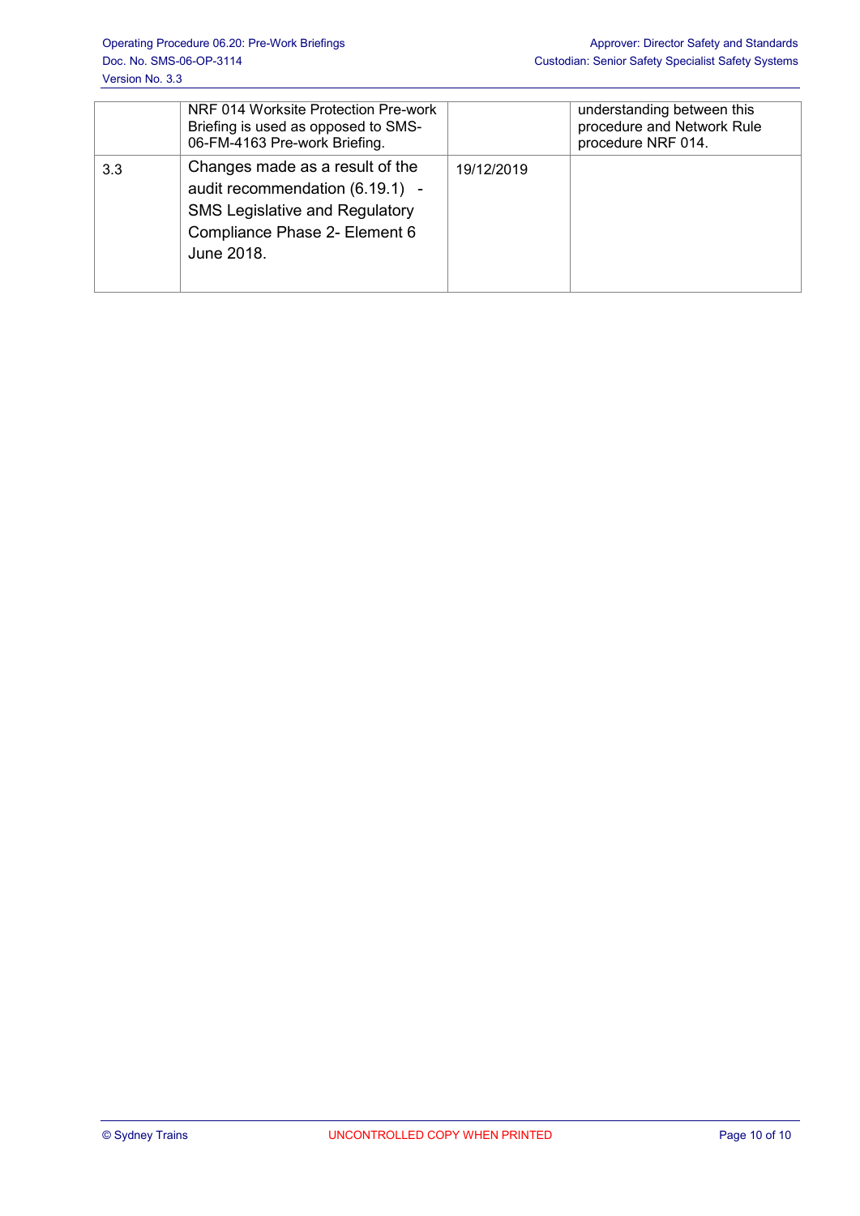| | | | |
|---|---|---|---|
| | NRF 014 Worksite Protection Pre-work Briefing is used as opposed to SMS-06-FM-4163 Pre-work Briefing. | | understanding between this procedure and Network Rule procedure NRF 014. |
| 3.3 | Changes made as a result of the audit recommendation (6.19.1) - SMS Legislative and Regulatory Compliance Phase 2- Element 6 June 2018. | 19/12/2019 | |